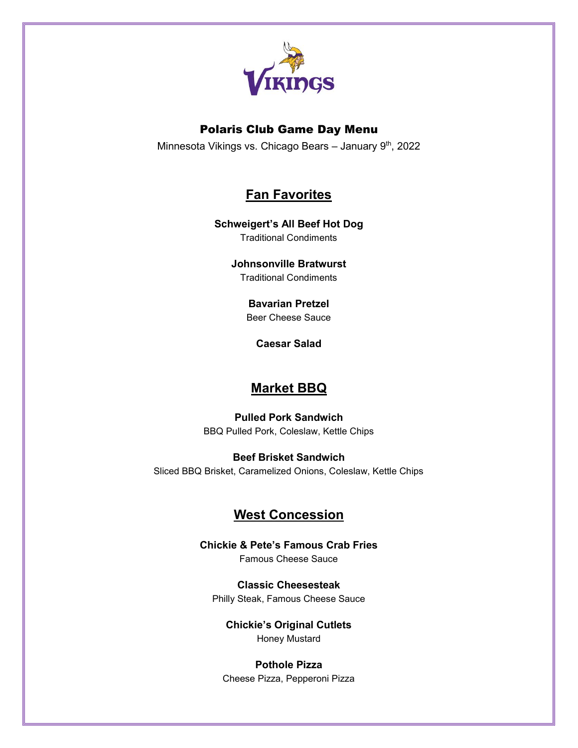# Polaris Club Game Day Menu

Minnesota Vikings vs. Chicago Bears – January 9th, 2022

## Fan Favorites

**Schweigert's All Beef Hot Dog**
Traditional Condiments

**Johnsonville Bratwurst**
Traditional Condiments

**Bavarian Pretzel**
Beer Cheese Sauce

**Caesar Salad**

## Market BBQ

**Pulled Pork Sandwich**
BBQ Pulled Pork, Coleslaw, Kettle Chips

**Beef Brisket Sandwich**
Sliced BBQ Brisket, Caramelized Onions, Coleslaw, Kettle Chips

## West Concession

**Chickie & Pete's Famous Crab Fries**
Famous Cheese Sauce

**Classic Cheesesteak**
Philly Steak, Famous Cheese Sauce

**Chickie's Original Cutlets**
Honey Mustard

**Pothole Pizza**
Cheese Pizza, Pepperoni Pizza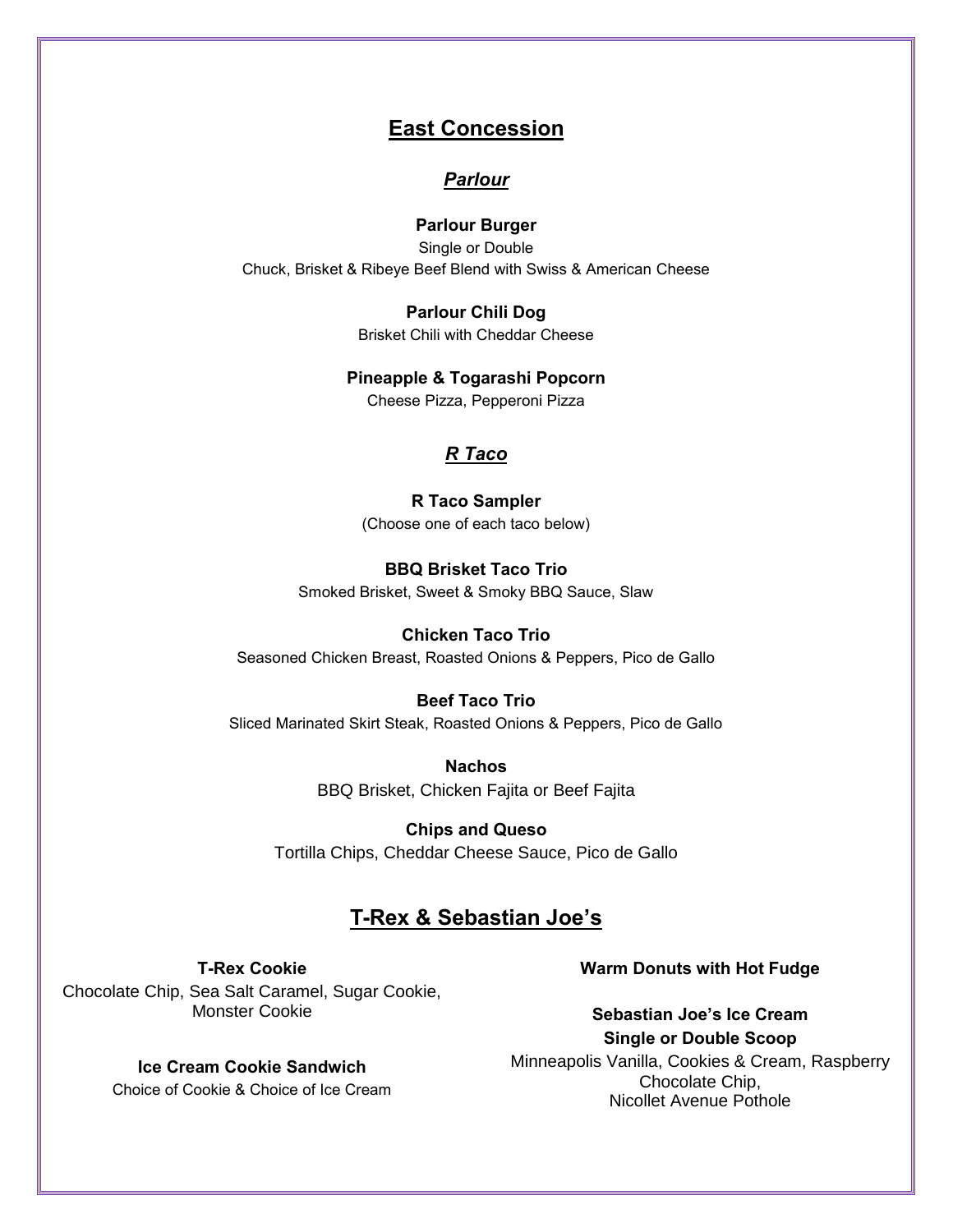## East Concession

### *Parlour*

**Parlour Burger**

Single or Double

Chuck, Brisket & Ribeye Beef Blend with Swiss & American Cheese

**Parlour Chili Dog**

Brisket Chili with Cheddar Cheese

**Pineapple & Togarashi Popcorn**

Cheese Pizza, Pepperoni Pizza

### *R Taco*

**R Taco Sampler**

(Choose one of each taco below)

**BBQ Brisket Taco Trio**

Smoked Brisket, Sweet & Smoky BBQ Sauce, Slaw

**Chicken Taco Trio**

Seasoned Chicken Breast, Roasted Onions & Peppers, Pico de Gallo

**Beef Taco Trio**

Sliced Marinated Skirt Steak, Roasted Onions & Peppers, Pico de Gallo

**Nachos**

BBQ Brisket, Chicken Fajita or Beef Fajita

**Chips and Queso**

Tortilla Chips, Cheddar Cheese Sauce, Pico de Gallo

## T-Rex & Sebastian Joe's

**T-Rex Cookie**

Chocolate Chip, Sea Salt Caramel, Sugar Cookie, Monster Cookie

**Ice Cream Cookie Sandwich**

Choice of Cookie & Choice of Ice Cream

**Warm Donuts with Hot Fudge**

**Sebastian Joe's Ice Cream**

**Single or Double Scoop**

Minneapolis Vanilla, Cookies & Cream, Raspberry Chocolate Chip, Nicollet Avenue Pothole